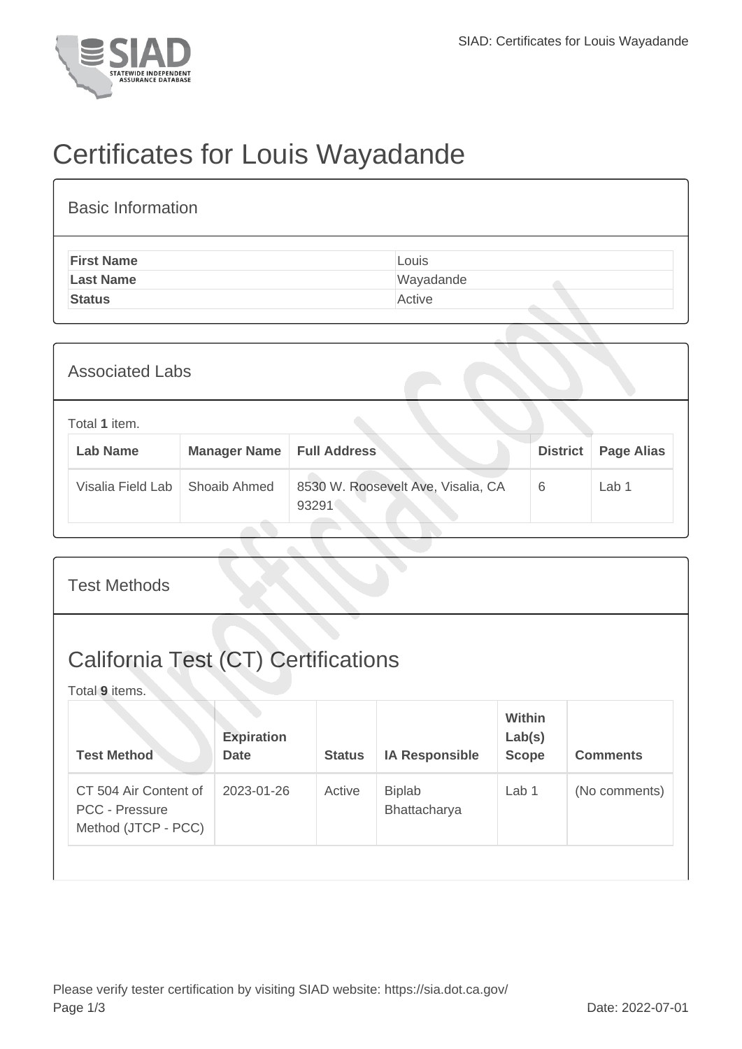# Certificates for Louis Wayadande

## Basic Information

| | |
|---|---|
| **First Name** | Louis |
| **Last Name** | Wayadande |
| **Status** | Active |

## Associated Labs

Total **1** item.

| Lab Name | Manager Name | Full Address | District | Page Alias |
|---|---|---|---|---|
| Visalia Field Lab | Shoaib Ahmed | 8530 W. Roosevelt Ave, Visalia, CA 93291 | 6 | Lab 1 |

## Test Methods

## California Test (CT) Certifications

Total **9** items.

| Test Method | Expiration Date | Status | IA Responsible | Within Lab(s) Scope | Comments |
|---|---|---|---|---|---|
| CT 504 Air Content of PCC - Pressure Method (JTCP - PCC) | 2023-01-26 | Active | Biplab Bhattacharya | Lab 1 | (No comments) |

Please verify tester certification by visiting SIAD website: https://sia.dot.ca.gov/

Date: 2022-07-01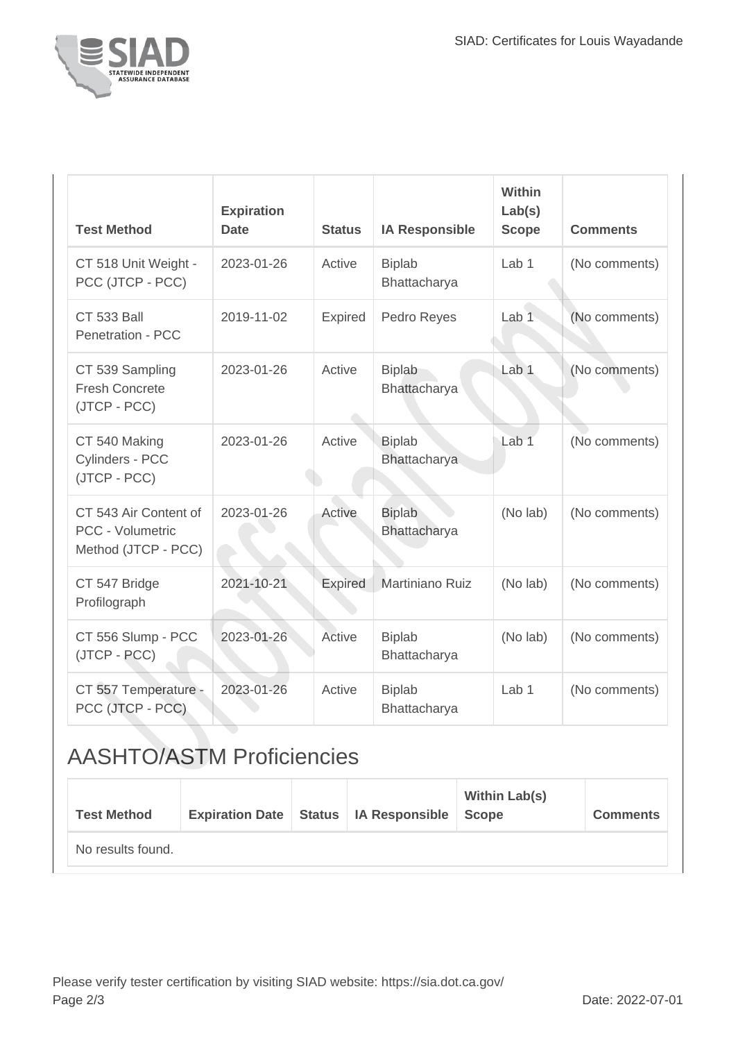| Test Method | Expiration Date | Status | IA Responsible | Within Lab(s) Scope | Comments |
|---|---|---|---|---|---|
| CT 518 Unit Weight - PCC (JTCP - PCC) | 2023-01-26 | Active | Biplab Bhattacharya | Lab 1 | (No comments) |
| CT 533 Ball Penetration - PCC | 2019-11-02 | Expired | Pedro Reyes | Lab 1 | (No comments) |
| CT 539 Sampling Fresh Concrete (JTCP - PCC) | 2023-01-26 | Active | Biplab Bhattacharya | Lab 1 | (No comments) |
| CT 540 Making Cylinders - PCC (JTCP - PCC) | 2023-01-26 | Active | Biplab Bhattacharya | Lab 1 | (No comments) |
| CT 543 Air Content of PCC - Volumetric Method (JTCP - PCC) | 2023-01-26 | Active | Biplab Bhattacharya | (No lab) | (No comments) |
| CT 547 Bridge Profilograph | 2021-10-21 | Expired | Martiniano Ruiz | (No lab) | (No comments) |
| CT 556 Slump - PCC (JTCP - PCC) | 2023-01-26 | Active | Biplab Bhattacharya | (No lab) | (No comments) |
| CT 557 Temperature - PCC (JTCP - PCC) | 2023-01-26 | Active | Biplab Bhattacharya | Lab 1 | (No comments) |

## AASHTO/ASTM Proficiencies

| Test Method | Expiration Date | Status | IA Responsible | Within Lab(s) Scope | Comments |
|---|---|---|---|---|---|
| No results found. | | | | | |

Please verify tester certification by visiting SIAD website: https://sia.dot.ca.gov/

Date: 2022-07-01